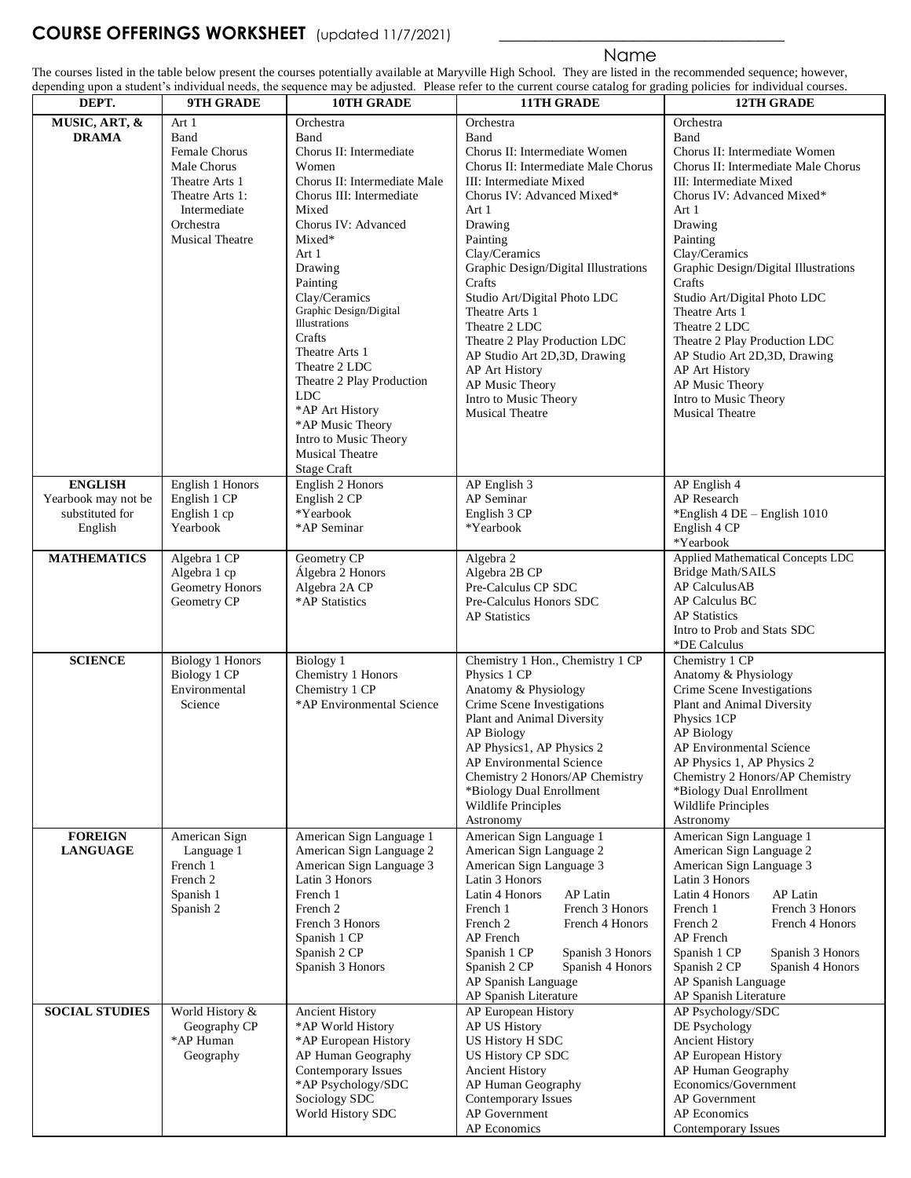# COURSE OFFERINGS WORKSHEET (updated 11/7/2021)

\_\_\_\_\_\_\_\_\_\_\_\_\_\_\_\_\_\_\_\_\_\_\_\_\_\_\_\_\_\_\_\_\_\_\_\_
Name

The courses listed in the table below present the courses potentially available at Maryville High School. They are listed in the recommended sequence; however, depending upon a student's individual needs, the sequence may be adjusted. Please refer to the current course catalog for grading policies for individual courses.

| DEPT. | 9TH GRADE | 10TH GRADE | 11TH GRADE | 12TH GRADE |
|---|---|---|---|---|
| **MUSIC, ART, & DRAMA** | Art 1<br>Band<br>Female Chorus<br>Male Chorus<br>Theatre Arts 1<br>Theatre Arts 1: Intermediate<br>Orchestra<br>Musical Theatre | Orchestra<br>Band<br>Chorus II: Intermediate Women<br>Chorus II: Intermediate Male<br>Chorus III: Intermediate Mixed<br>Chorus IV: Advanced Mixed*<br>Art 1<br>Drawing<br>Painting<br>Clay/Ceramics<br>Graphic Design/Digital Illustrations<br>Crafts<br>Theatre Arts 1<br>Theatre 2 LDC<br>Theatre 2 Play Production LDC<br>*AP Art History<br>*AP Music Theory<br>Intro to Music Theory<br>Musical Theatre<br>Stage Craft | Orchestra<br>Band<br>Chorus II: Intermediate Women<br>Chorus II: Intermediate Male Chorus<br>III: Intermediate Mixed<br>Chorus IV: Advanced Mixed*<br>Art 1<br>Drawing<br>Painting<br>Clay/Ceramics<br>Graphic Design/Digital Illustrations<br>Crafts<br>Studio Art/Digital Photo LDC<br>Theatre Arts 1<br>Theatre 2 LDC<br>Theatre 2 Play Production LDC<br>AP Studio Art 2D,3D, Drawing<br>AP Art History<br>AP Music Theory<br>Intro to Music Theory<br>Musical Theatre | Orchestra<br>Band<br>Chorus II: Intermediate Women<br>Chorus II: Intermediate Male Chorus<br>III: Intermediate Mixed<br>Chorus IV: Advanced Mixed*<br>Art 1<br>Drawing<br>Painting<br>Clay/Ceramics<br>Graphic Design/Digital Illustrations<br>Crafts<br>Studio Art/Digital Photo LDC<br>Theatre Arts 1<br>Theatre 2 LDC<br>Theatre 2 Play Production LDC<br>AP Studio Art 2D,3D, Drawing<br>AP Art History<br>AP Music Theory<br>Intro to Music Theory<br>Musical Theatre |
| **ENGLISH**<br>Yearbook may not be substituted for English | English 1 Honors<br>English 1 CP<br>English 1 cp<br>Yearbook | English 2 Honors<br>English 2 CP<br>*Yearbook<br>*AP Seminar | AP English 3<br>AP Seminar<br>English 3 CP<br>*Yearbook | AP English 4<br>AP Research<br>*English 4 DE – English 1010<br>English 4 CP<br>*Yearbook |
| **MATHEMATICS** | Algebra 1 CP<br>Algebra 1 cp<br>Geometry Honors<br>Geometry CP | Geometry CP<br>Álgebra 2 Honors<br>Algebra 2A CP<br>*AP Statistics | Algebra 2<br>Algebra 2B CP<br>Pre-Calculus CP SDC<br>Pre-Calculus Honors SDC<br>AP Statistics | Applied Mathematical Concepts LDC<br>Bridge Math/SAILS<br>AP CalculusAB<br>AP Calculus BC<br>AP Statistics<br>Intro to Prob and Stats SDC<br>*DE Calculus |
| **SCIENCE** | Biology 1 Honors<br>Biology 1 CP<br>Environmental Science | Biology 1<br>Chemistry 1 Honors<br>Chemistry 1 CP<br>*AP Environmental Science | Chemistry 1 Hon., Chemistry 1 CP<br>Physics 1 CP<br>Anatomy & Physiology<br>Crime Scene Investigations<br>Plant and Animal Diversity<br>AP Biology<br>AP Physics1, AP Physics 2<br>AP Environmental Science<br>Chemistry 2 Honors/AP Chemistry<br>*Biology Dual Enrollment<br>Wildlife Principles<br>Astronomy | Chemistry 1 CP<br>Anatomy & Physiology<br>Crime Scene Investigations<br>Plant and Animal Diversity<br>Physics 1CP<br>AP Biology<br>AP Environmental Science<br>AP Physics 1, AP Physics 2<br>Chemistry 2 Honors/AP Chemistry<br>*Biology Dual Enrollment<br>Wildlife Principles<br>Astronomy |
| **FOREIGN LANGUAGE** | American Sign Language 1<br>French 1<br>French 2<br>Spanish 1<br>Spanish 2 | American Sign Language 1<br>American Sign Language 2<br>American Sign Language 3<br>Latin 3 Honors<br>French 1<br>French 2<br>French 3 Honors<br>Spanish 1 CP<br>Spanish 2 CP<br>Spanish 3 Honors | American Sign Language 1<br>American Sign Language 2<br>American Sign Language 3<br>Latin 3 Honors<br>Latin 4 Honors AP Latin<br>French 1 French 3 Honors<br>French 2 French 4 Honors<br>AP French<br>Spanish 1 CP Spanish 3 Honors<br>Spanish 2 CP Spanish 4 Honors<br>AP Spanish Language<br>AP Spanish Literature | American Sign Language 1<br>American Sign Language 2<br>American Sign Language 3<br>Latin 3 Honors<br>Latin 4 Honors AP Latin<br>French 1 French 3 Honors<br>French 2 French 4 Honors<br>AP French<br>Spanish 1 CP Spanish 3 Honors<br>Spanish 2 CP Spanish 4 Honors<br>AP Spanish Language<br>AP Spanish Literature |
| **SOCIAL STUDIES** | World History & Geography CP<br>*AP Human Geography | Ancient History<br>*AP World History<br>*AP European History<br>AP Human Geography<br>Contemporary Issues<br>*AP Psychology/SDC<br>Sociology SDC<br>World History SDC | AP European History<br>AP US History<br>US History H SDC<br>US History CP SDC<br>Ancient History<br>AP Human Geography<br>Contemporary Issues<br>AP Government<br>AP Economics | AP Psychology/SDC<br>DE Psychology<br>Ancient History<br>AP European History<br>AP Human Geography<br>Economics/Government<br>AP Government<br>AP Economics<br>Contemporary Issues |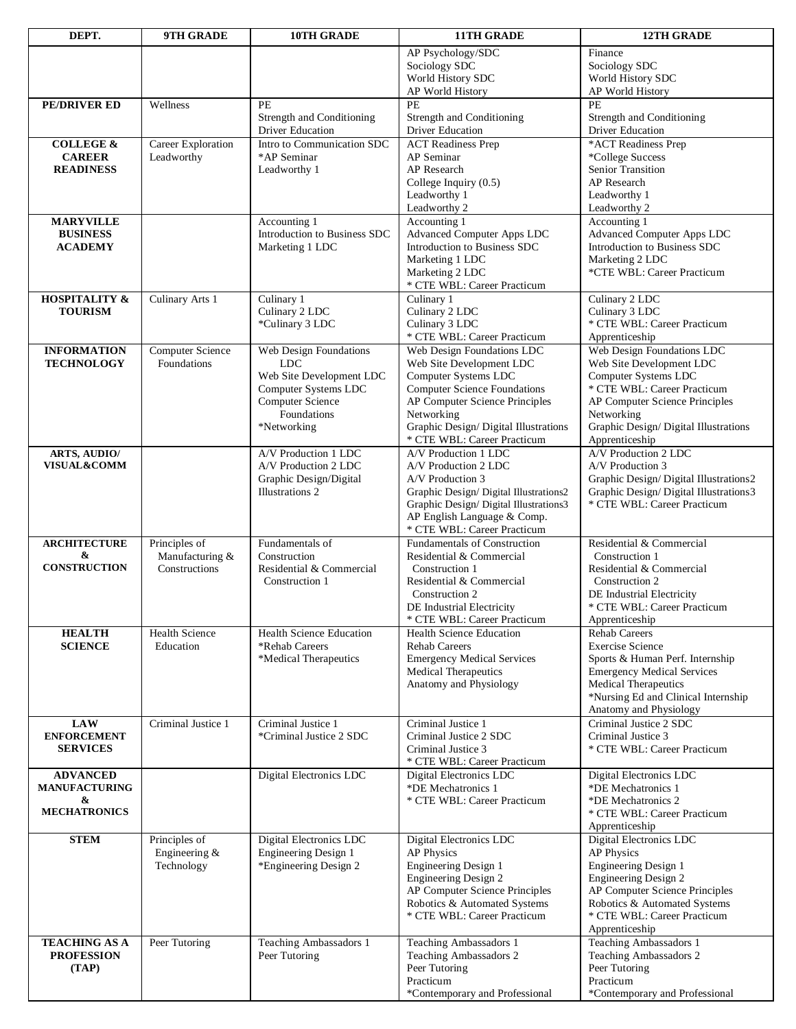| DEPT. | 9TH GRADE | 10TH GRADE | 11TH GRADE | 12TH GRADE |
|---|---|---|---|---|
| | | | AP Psychology/SDC<br>Sociology SDC<br>World History SDC<br>AP World History | Finance<br>Sociology SDC<br>World History SDC<br>AP World History |
| **PE/DRIVER ED** | Wellness | PE<br>Strength and Conditioning<br>Driver Education | PE<br>Strength and Conditioning<br>Driver Education | PE<br>Strength and Conditioning<br>Driver Education |
| **COLLEGE & CAREER READINESS** | Career Exploration<br>Leadworthy | Intro to Communication SDC<br>*AP Seminar<br>Leadworthy 1 | ACT Readiness Prep<br>AP Seminar<br>AP Research<br>College Inquiry (0.5)<br>Leadworthy 1<br>Leadworthy 2 | *ACT Readiness Prep<br>*College Success<br>Senior Transition<br>AP Research<br>Leadworthy 1<br>Leadworthy 2 |
| **MARYVILLE BUSINESS ACADEMY** | | Accounting 1<br>Introduction to Business SDC<br>Marketing 1 LDC | Accounting 1<br>Advanced Computer Apps LDC<br>Introduction to Business SDC<br>Marketing 1 LDC<br>Marketing 2 LDC<br>* CTE WBL: Career Practicum | Accounting 1<br>Advanced Computer Apps LDC<br>Introduction to Business SDC<br>Marketing 2 LDC<br>*CTE WBL: Career Practicum |
| **HOSPITALITY & TOURISM** | Culinary Arts 1 | Culinary 1<br>Culinary 2 LDC<br>*Culinary 3 LDC | Culinary 1<br>Culinary 2 LDC<br>Culinary 3 LDC<br>* CTE WBL: Career Practicum | Culinary 2 LDC<br>Culinary 3 LDC<br>* CTE WBL: Career Practicum<br>Apprenticeship |
| **INFORMATION TECHNOLOGY** | Computer Science Foundations | Web Design Foundations LDC<br>Web Site Development LDC<br>Computer Systems LDC<br>Computer Science Foundations<br>*Networking | Web Design Foundations LDC<br>Web Site Development LDC<br>Computer Systems LDC<br>Computer Science Foundations<br>AP Computer Science Principles<br>Networking<br>Graphic Design/ Digital Illustrations<br>* CTE WBL: Career Practicum | Web Design Foundations LDC<br>Web Site Development LDC<br>Computer Systems LDC<br>* CTE WBL: Career Practicum<br>AP Computer Science Principles<br>Networking<br>Graphic Design/ Digital Illustrations<br>Apprenticeship |
| **ARTS, AUDIO/ VISUAL&COMM** | | A/V Production 1 LDC<br>A/V Production 2 LDC<br>Graphic Design/Digital Illustrations 2 | A/V Production 1 LDC<br>A/V Production 2 LDC<br>A/V Production 3<br>Graphic Design/ Digital Illustrations2<br>Graphic Design/ Digital Illustrations3<br>AP English Language & Comp.<br>* CTE WBL: Career Practicum | A/V Production 2 LDC<br>A/V Production 3<br>Graphic Design/ Digital Illustrations2<br>Graphic Design/ Digital Illustrations3<br>* CTE WBL: Career Practicum |
| **ARCHITECTURE & CONSTRUCTION** | Principles of Manufacturing & Constructions | Fundamentals of Construction<br>Residential & Commercial Construction 1 | Fundamentals of Construction<br>Residential & Commercial Construction 1<br>Residential & Commercial Construction 2<br>DE Industrial Electricity<br>* CTE WBL: Career Practicum | Residential & Commercial Construction 1<br>Residential & Commercial Construction 2<br>DE Industrial Electricity<br>* CTE WBL: Career Practicum<br>Apprenticeship |
| **HEALTH SCIENCE** | Health Science Education | Health Science Education<br>*Rehab Careers<br>*Medical Therapeutics | Health Science Education<br>Rehab Careers<br>Emergency Medical Services<br>Medical Therapeutics<br>Anatomy and Physiology | Rehab Careers<br>Exercise Science<br>Sports & Human Perf. Internship<br>Emergency Medical Services<br>Medical Therapeutics<br>*Nursing Ed and Clinical Internship<br>Anatomy and Physiology |
| **LAW ENFORCEMENT SERVICES** | Criminal Justice 1 | Criminal Justice 1<br>*Criminal Justice 2 SDC | Criminal Justice 1<br>Criminal Justice 2 SDC<br>Criminal Justice 3<br>* CTE WBL: Career Practicum | Criminal Justice 2 SDC<br>Criminal Justice 3<br>* CTE WBL: Career Practicum |
| **ADVANCED MANUFACTURING & MECHATRONICS** | | Digital Electronics LDC | Digital Electronics LDC<br>*DE Mechatronics 1<br>* CTE WBL: Career Practicum | Digital Electronics LDC<br>*DE Mechatronics 1<br>*DE Mechatronics 2<br>* CTE WBL: Career Practicum<br>Apprenticeship |
| **STEM** | Principles of Engineering & Technology | Digital Electronics LDC<br>Engineering Design 1<br>*Engineering Design 2 | Digital Electronics LDC<br>AP Physics<br>Engineering Design 1<br>Engineering Design 2<br>AP Computer Science Principles<br>Robotics & Automated Systems<br>* CTE WBL: Career Practicum | Digital Electronics LDC<br>AP Physics<br>Engineering Design 1<br>Engineering Design 2<br>AP Computer Science Principles<br>Robotics & Automated Systems<br>* CTE WBL: Career Practicum<br>Apprenticeship |
| **TEACHING AS A PROFESSION (TAP)** | Peer Tutoring | Teaching Ambassadors 1<br>Peer Tutoring | Teaching Ambassadors 1<br>Teaching Ambassadors 2<br>Peer Tutoring<br>Practicum<br>*Contemporary and Professional | Teaching Ambassadors 1<br>Teaching Ambassadors 2<br>Peer Tutoring<br>Practicum<br>*Contemporary and Professional |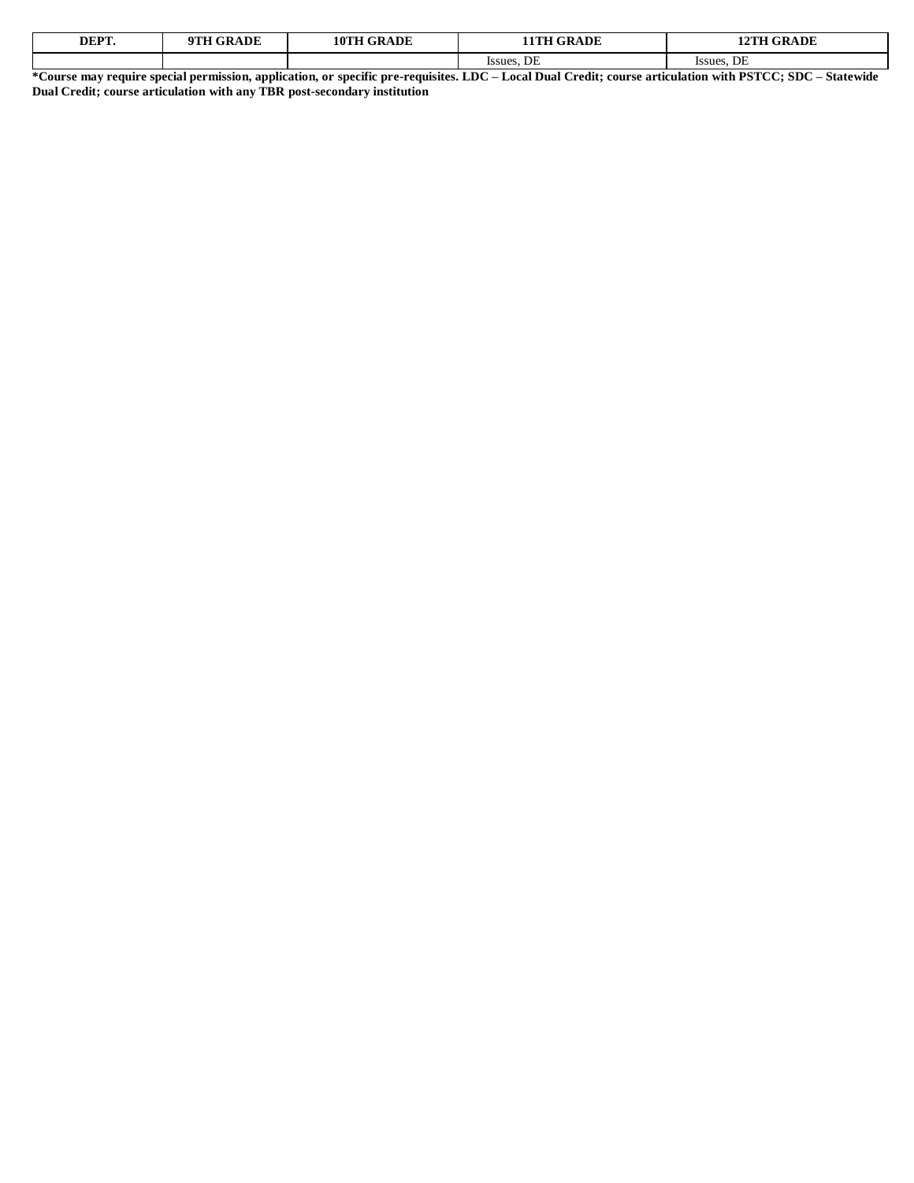| DEPT. | 9TH GRADE | 10TH GRADE | 11TH GRADE | 12TH GRADE |
|---|---|---|---|---|
| | | | Issues, DE | Issues, DE |

***Course may require special permission, application, or specific pre-requisites. LDC – Local Dual Credit; course articulation with PSTCC; SDC – Statewide Dual Credit; course articulation with any TBR post-secondary institution**